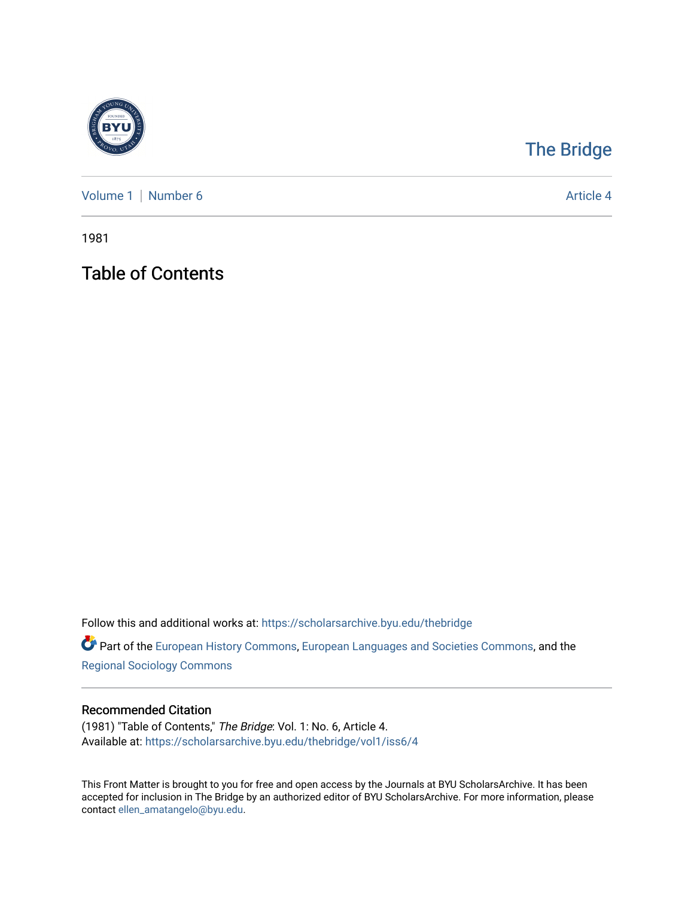The Bridge

Volume 1 | Number 6 Article 4

1981

# Table of Contents

Follow this and additional works at: https://scholarsarchive.byu.edu/thebridge

Part of the European History Commons, European Languages and Societies Commons, and the Regional Sociology Commons

## Recommended Citation

(1981) "Table of Contents," *The Bridge*: Vol. 1: No. 6, Article 4.
Available at: https://scholarsarchive.byu.edu/thebridge/vol1/iss6/4

This Front Matter is brought to you for free and open access by the Journals at BYU ScholarsArchive. It has been accepted for inclusion in The Bridge by an authorized editor of BYU ScholarsArchive. For more information, please contact ellen_amatangelo@byu.edu.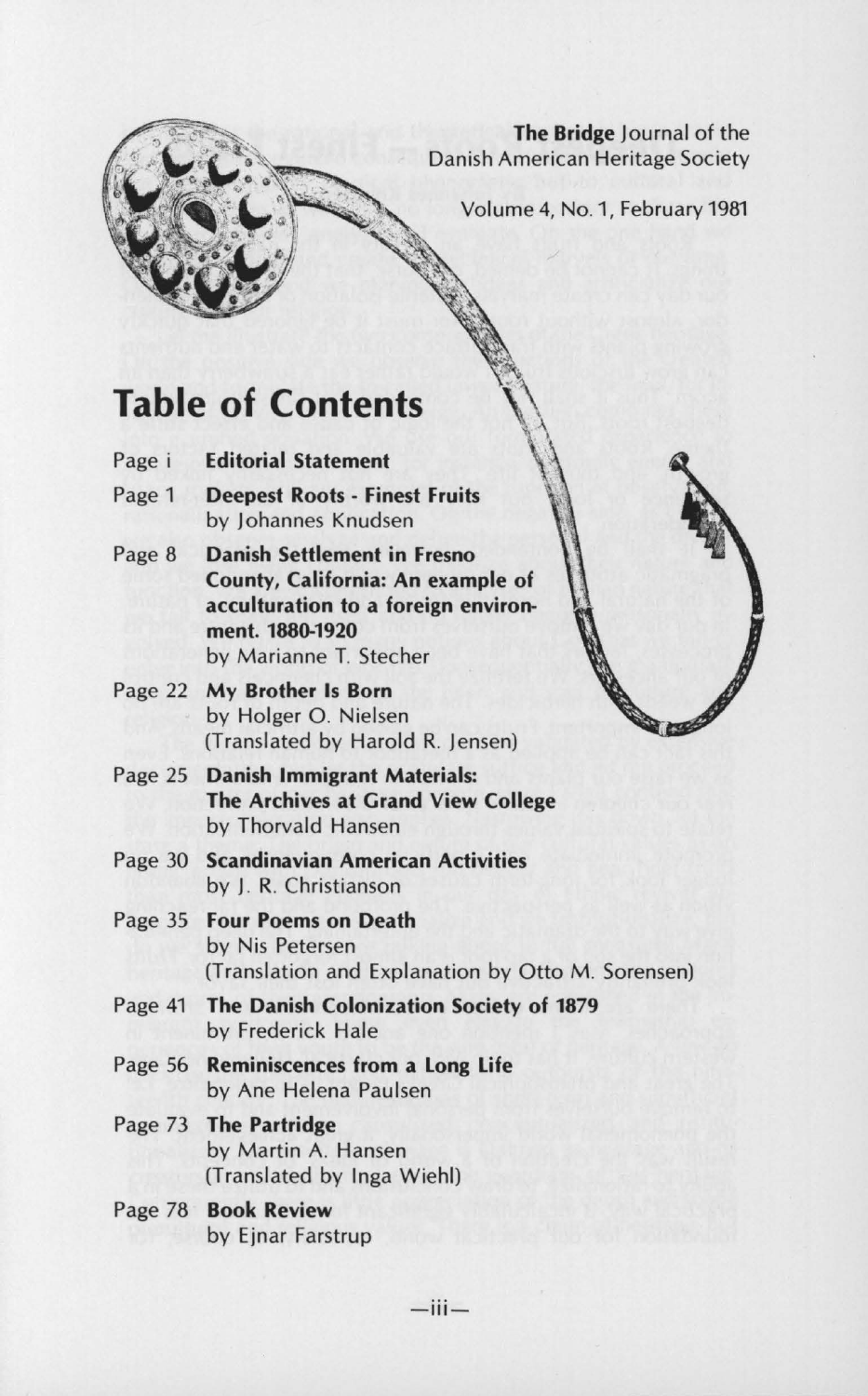**The Bridge** Journal of the Danish American Heritage Society

Volume 4, No. 1, February 1981

# Table of Contents

Page i **Editorial Statement**

Page 1 **Deepest Roots - Finest Fruits**
by Johannes Knudsen

Page 8 **Danish Settlement in Fresno County, California: An example of acculturation to a foreign environment. 1880-1920**
by Marianne T. Stecher

Page 22 **My Brother Is Born**
by Holger O. Nielsen
(Translated by Harold R. Jensen)

Page 25 **Danish Immigrant Materials: The Archives at Grand View College**
by Thorvald Hansen

Page 30 **Scandinavian American Activities**
by J. R. Christianson

Page 35 **Four Poems on Death**
by Nis Petersen
(Translation and Explanation by Otto M. Sorensen)

Page 41 **The Danish Colonization Society of 1879**
by Frederick Hale

Page 56 **Reminiscences from a Long Life**
by Ane Helena Paulsen

Page 73 **The Partridge**
by Martin A. Hansen
(Translated by Inga Wiehl)

Page 78 **Book Review**
by Ejnar Farstrup